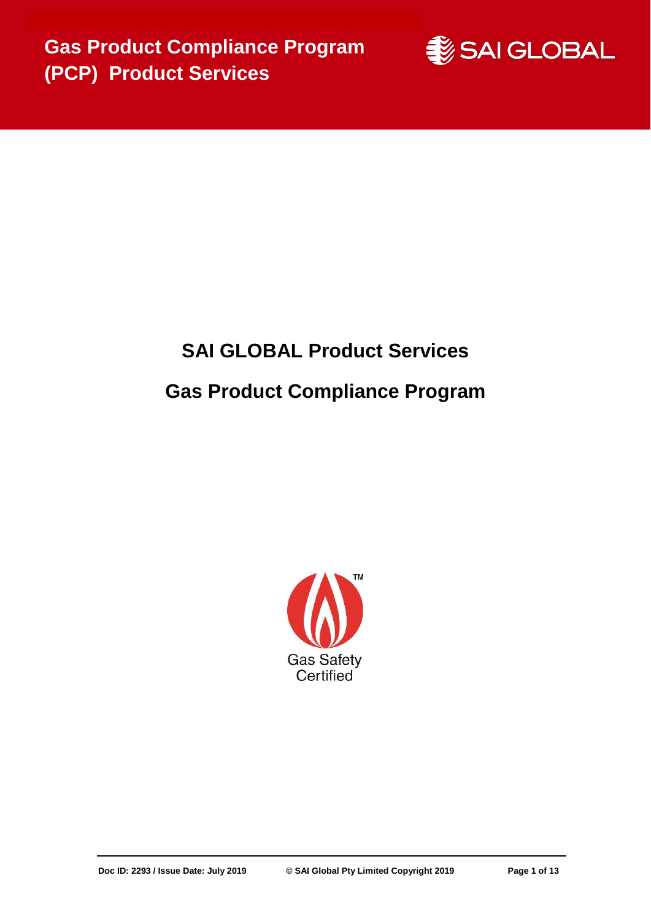# Gas Product Compliance Program (PCP) Product Services

SAI GLOBAL

## SAI GLOBAL Product Services

## Gas Product Compliance Program

Gas Safety Certified

Doc ID: 2293 / Issue Date: July 2019

© SAI Global Pty Limited Copyright 2019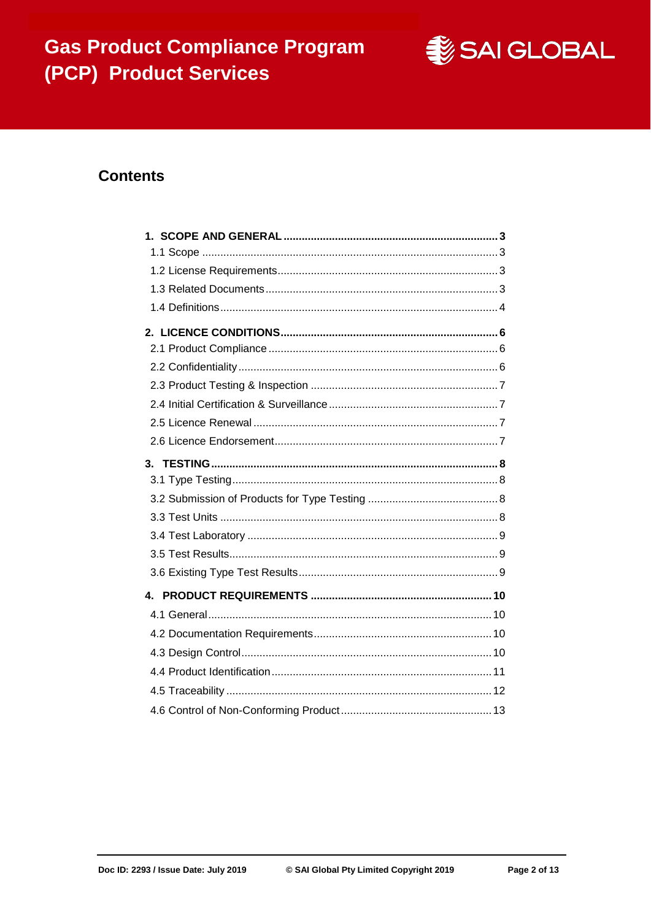# Contents

**1. SCOPE AND GENERAL ........................................................................ 3**

1.1 Scope ................................................................................................ 3

1.2 License Requirements ........................................................................ 3

1.3 Related Documents ............................................................................ 3

1.4 Definitions .......................................................................................... 4

**2. LICENCE CONDITIONS ...................................................................... 6**

2.1 Product Compliance ............................................................................ 6

2.2 Confidentiality ..................................................................................... 6

2.3 Product Testing & Inspection .............................................................. 7

2.4 Initial Certification & Surveillance ....................................................... 7

2.5 Licence Renewal ................................................................................ 7

2.6 Licence Endorsement ......................................................................... 7

**3. TESTING ............................................................................................. 8**

3.1 Type Testing ....................................................................................... 8

3.2 Submission of Products for Type Testing ........................................... 8

3.3 Test Units ........................................................................................... 8

3.4 Test Laboratory .................................................................................. 9

3.5 Test Results ........................................................................................ 9

3.6 Existing Type Test Results ................................................................. 9

**4. PRODUCT REQUIREMENTS ........................................................... 10**

4.1 General ............................................................................................. 10

4.2 Documentation Requirements .......................................................... 10

4.3 Design Control .................................................................................. 10

4.4 Product Identification ........................................................................ 11

4.5 Traceability ....................................................................................... 12

4.6 Control of Non-Conforming Product .................................................. 13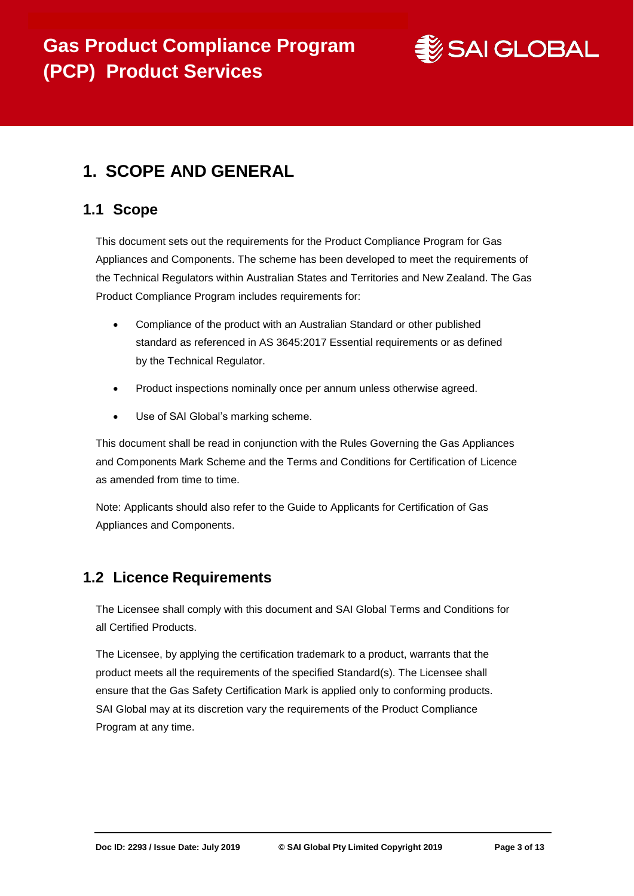# 1. SCOPE AND GENERAL

## 1.1 Scope

This document sets out the requirements for the Product Compliance Program for Gas Appliances and Components. The scheme has been developed to meet the requirements of the Technical Regulators within Australian States and Territories and New Zealand. The Gas Product Compliance Program includes requirements for:

- Compliance of the product with an Australian Standard or other published standard as referenced in AS 3645:2017 Essential requirements or as defined by the Technical Regulator.
- Product inspections nominally once per annum unless otherwise agreed.
- Use of SAI Global's marking scheme.

This document shall be read in conjunction with the Rules Governing the Gas Appliances and Components Mark Scheme and the Terms and Conditions for Certification of Licence as amended from time to time.

Note: Applicants should also refer to the Guide to Applicants for Certification of Gas Appliances and Components.

## 1.2 Licence Requirements

The Licensee shall comply with this document and SAI Global Terms and Conditions for all Certified Products.

The Licensee, by applying the certification trademark to a product, warrants that the product meets all the requirements of the specified Standard(s). The Licensee shall ensure that the Gas Safety Certification Mark is applied only to conforming products. SAI Global may at its discretion vary the requirements of the Product Compliance Program at any time.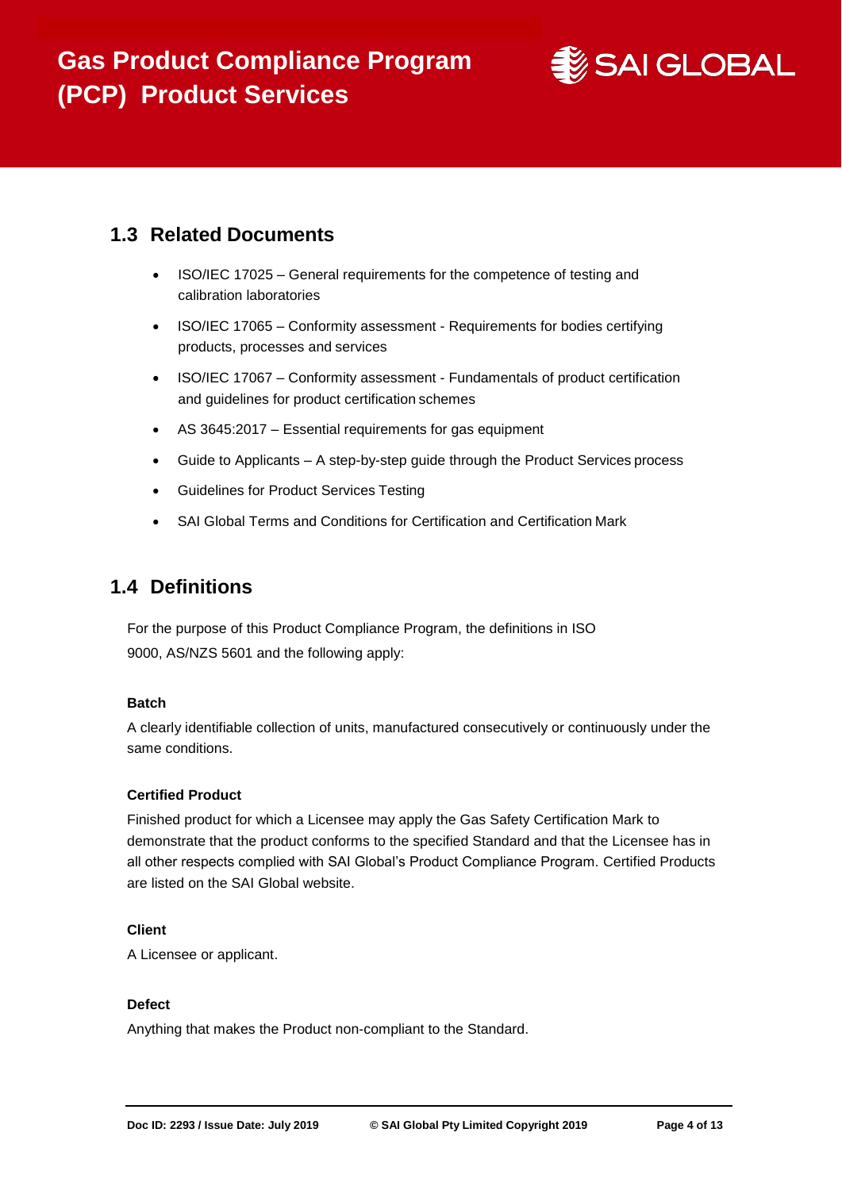## 1.3 Related Documents

- ISO/IEC 17025 – General requirements for the competence of testing and calibration laboratories
- ISO/IEC 17065 – Conformity assessment - Requirements for bodies certifying products, processes and services
- ISO/IEC 17067 – Conformity assessment - Fundamentals of product certification and guidelines for product certification schemes
- AS 3645:2017 – Essential requirements for gas equipment
- Guide to Applicants – A step-by-step guide through the Product Services process
- Guidelines for Product Services Testing
- SAI Global Terms and Conditions for Certification and Certification Mark

## 1.4 Definitions

For the purpose of this Product Compliance Program, the definitions in ISO 9000, AS/NZS 5601 and the following apply:

**Batch**

A clearly identifiable collection of units, manufactured consecutively or continuously under the same conditions.

**Certified Product**

Finished product for which a Licensee may apply the Gas Safety Certification Mark to demonstrate that the product conforms to the specified Standard and that the Licensee has in all other respects complied with SAI Global's Product Compliance Program. Certified Products are listed on the SAI Global website.

**Client**

A Licensee or applicant.

**Defect**

Anything that makes the Product non-compliant to the Standard.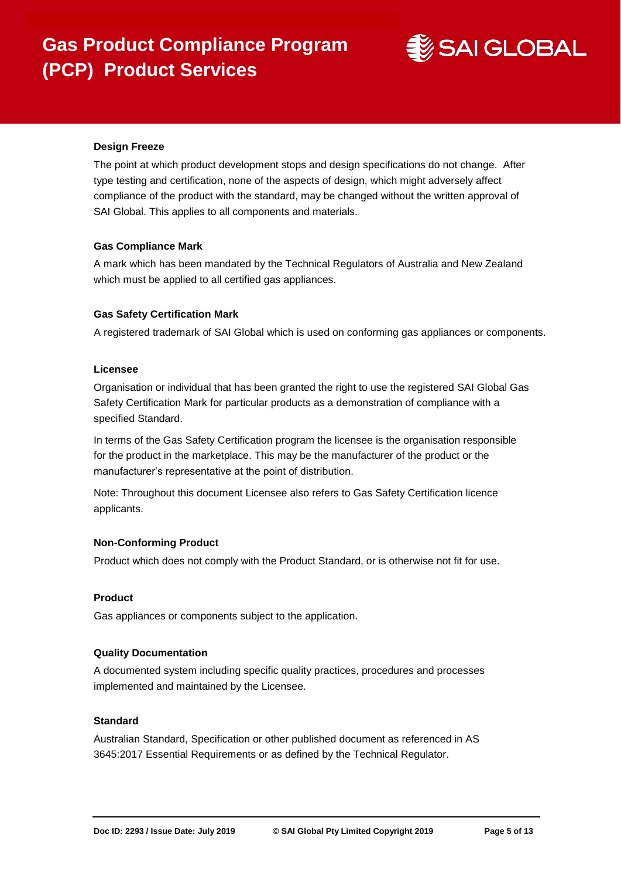**Design Freeze**

The point at which product development stops and design specifications do not change. After type testing and certification, none of the aspects of design, which might adversely affect compliance of the product with the standard, may be changed without the written approval of SAI Global. This applies to all components and materials.

**Gas Compliance Mark**

A mark which has been mandated by the Technical Regulators of Australia and New Zealand which must be applied to all certified gas appliances.

**Gas Safety Certification Mark**

A registered trademark of SAI Global which is used on conforming gas appliances or components.

**Licensee**

Organisation or individual that has been granted the right to use the registered SAI Global Gas Safety Certification Mark for particular products as a demonstration of compliance with a specified Standard.

In terms of the Gas Safety Certification program the licensee is the organisation responsible for the product in the marketplace. This may be the manufacturer of the product or the manufacturer's representative at the point of distribution.

Note: Throughout this document Licensee also refers to Gas Safety Certification licence applicants.

**Non-Conforming Product**

Product which does not comply with the Product Standard, or is otherwise not fit for use.

**Product**

Gas appliances or components subject to the application.

**Quality Documentation**

A documented system including specific quality practices, procedures and processes implemented and maintained by the Licensee.

**Standard**

Australian Standard, Specification or other published document as referenced in AS 3645:2017 Essential Requirements or as defined by the Technical Regulator.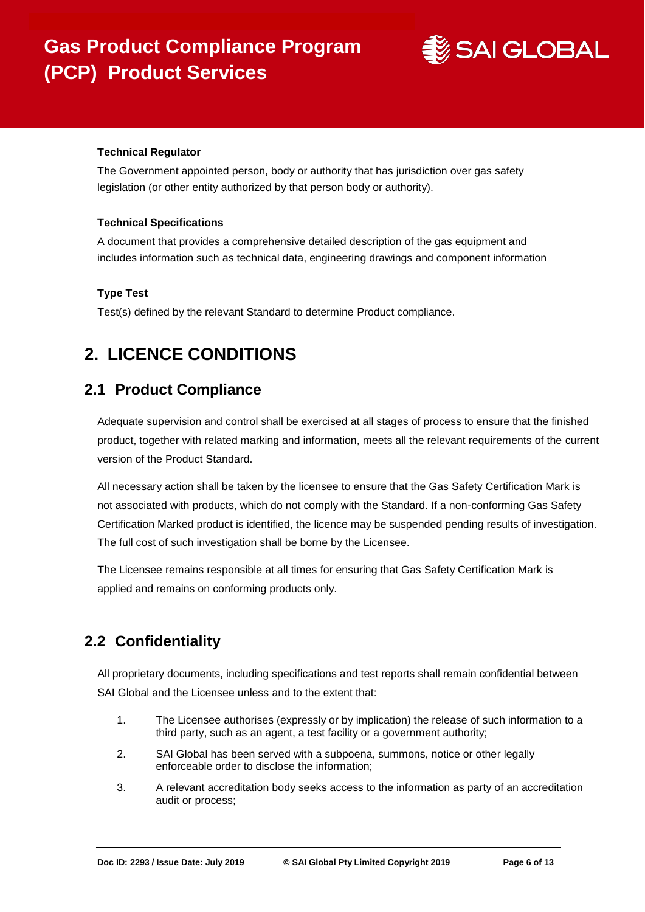**Technical Regulator**

The Government appointed person, body or authority that has jurisdiction over gas safety legislation (or other entity authorized by that person body or authority).

**Technical Specifications**

A document that provides a comprehensive detailed description of the gas equipment and includes information such as technical data, engineering drawings and component information

**Type Test**

Test(s) defined by the relevant Standard to determine Product compliance.

# 2. LICENCE CONDITIONS

## 2.1 Product Compliance

Adequate supervision and control shall be exercised at all stages of process to ensure that the finished product, together with related marking and information, meets all the relevant requirements of the current version of the Product Standard.

All necessary action shall be taken by the licensee to ensure that the Gas Safety Certification Mark is not associated with products, which do not comply with the Standard. If a non-conforming Gas Safety Certification Marked product is identified, the licence may be suspended pending results of investigation. The full cost of such investigation shall be borne by the Licensee.

The Licensee remains responsible at all times for ensuring that Gas Safety Certification Mark is applied and remains on conforming products only.

## 2.2 Confidentiality

All proprietary documents, including specifications and test reports shall remain confidential between SAI Global and the Licensee unless and to the extent that:

1. The Licensee authorises (expressly or by implication) the release of such information to a third party, such as an agent, a test facility or a government authority;
2. SAI Global has been served with a subpoena, summons, notice or other legally enforceable order to disclose the information;
3. A relevant accreditation body seeks access to the information as party of an accreditation audit or process;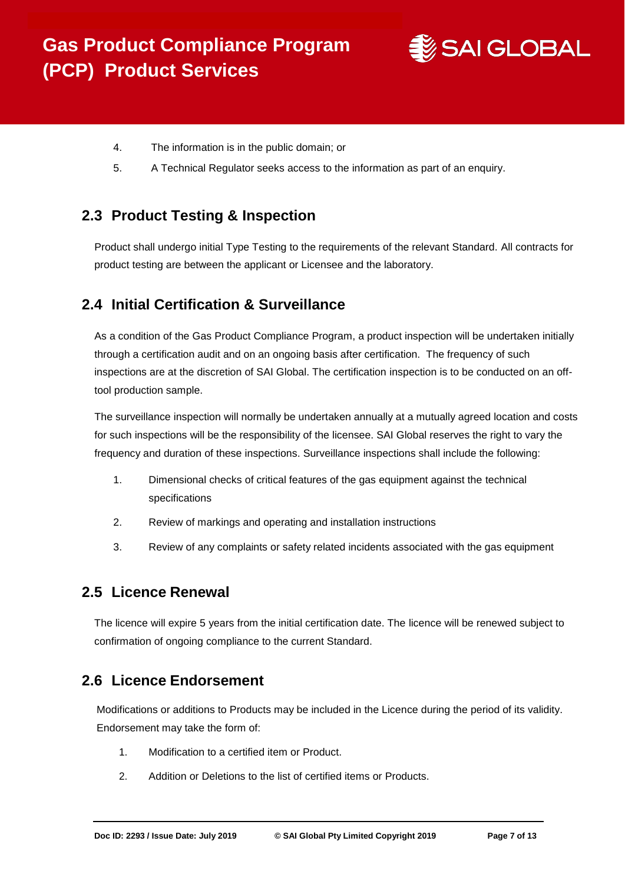4. The information is in the public domain; or
5. A Technical Regulator seeks access to the information as part of an enquiry.

## 2.3 Product Testing & Inspection

Product shall undergo initial Type Testing to the requirements of the relevant Standard. All contracts for product testing are between the applicant or Licensee and the laboratory.

## 2.4 Initial Certification & Surveillance

As a condition of the Gas Product Compliance Program, a product inspection will be undertaken initially through a certification audit and on an ongoing basis after certification. The frequency of such inspections are at the discretion of SAI Global. The certification inspection is to be conducted on an off-tool production sample.

The surveillance inspection will normally be undertaken annually at a mutually agreed location and costs for such inspections will be the responsibility of the licensee. SAI Global reserves the right to vary the frequency and duration of these inspections. Surveillance inspections shall include the following:

1. Dimensional checks of critical features of the gas equipment against the technical specifications
2. Review of markings and operating and installation instructions
3. Review of any complaints or safety related incidents associated with the gas equipment

## 2.5 Licence Renewal

The licence will expire 5 years from the initial certification date. The licence will be renewed subject to confirmation of ongoing compliance to the current Standard.

## 2.6 Licence Endorsement

Modifications or additions to Products may be included in the Licence during the period of its validity. Endorsement may take the form of:

1. Modification to a certified item or Product.
2. Addition or Deletions to the list of certified items or Products.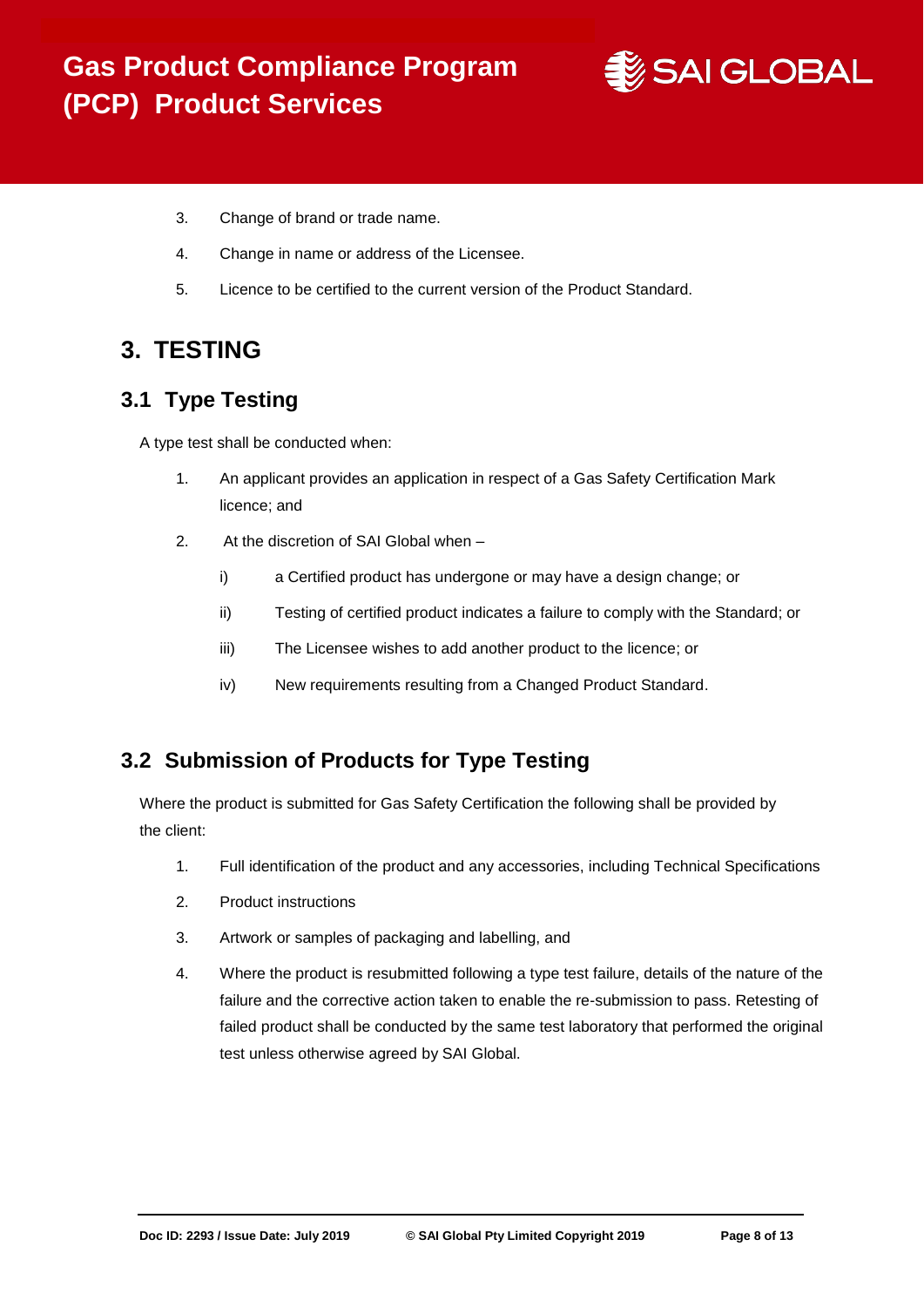3. Change of brand or trade name.
4. Change in name or address of the Licensee.
5. Licence to be certified to the current version of the Product Standard.

# 3. TESTING

## 3.1 Type Testing

A type test shall be conducted when:

1. An applicant provides an application in respect of a Gas Safety Certification Mark licence; and
2. At the discretion of SAI Global when –
   - i) a Certified product has undergone or may have a design change; or
   - ii) Testing of certified product indicates a failure to comply with the Standard; or
   - iii) The Licensee wishes to add another product to the licence; or
   - iv) New requirements resulting from a Changed Product Standard.

## 3.2 Submission of Products for Type Testing

Where the product is submitted for Gas Safety Certification the following shall be provided by the client:

1. Full identification of the product and any accessories, including Technical Specifications
2. Product instructions
3. Artwork or samples of packaging and labelling, and
4. Where the product is resubmitted following a type test failure, details of the nature of the failure and the corrective action taken to enable the re-submission to pass. Retesting of failed product shall be conducted by the same test laboratory that performed the original test unless otherwise agreed by SAI Global.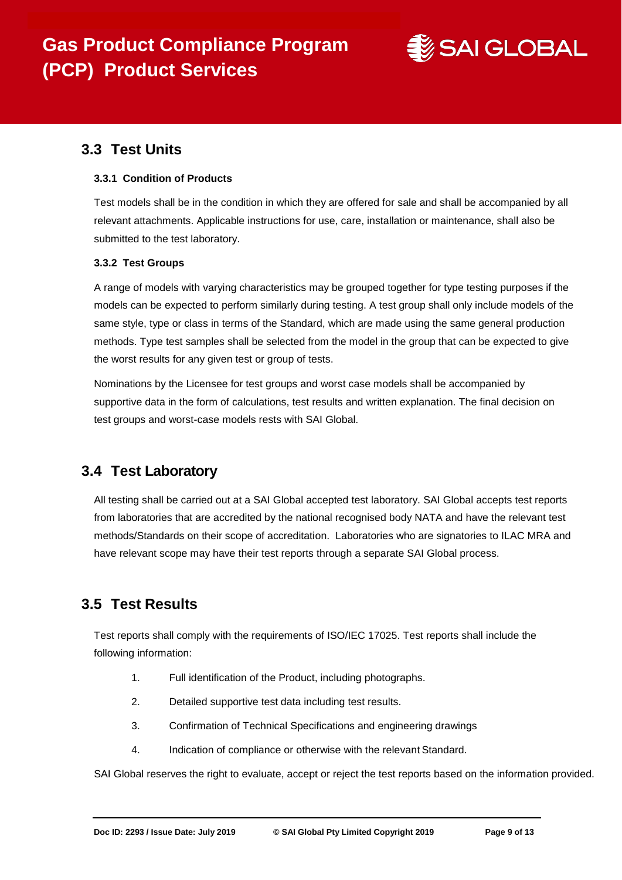## 3.3 Test Units

### 3.3.1 Condition of Products

Test models shall be in the condition in which they are offered for sale and shall be accompanied by all relevant attachments. Applicable instructions for use, care, installation or maintenance, shall also be submitted to the test laboratory.

### 3.3.2 Test Groups

A range of models with varying characteristics may be grouped together for type testing purposes if the models can be expected to perform similarly during testing. A test group shall only include models of the same style, type or class in terms of the Standard, which are made using the same general production methods. Type test samples shall be selected from the model in the group that can be expected to give the worst results for any given test or group of tests.

Nominations by the Licensee for test groups and worst case models shall be accompanied by supportive data in the form of calculations, test results and written explanation. The final decision on test groups and worst-case models rests with SAI Global.

## 3.4 Test Laboratory

All testing shall be carried out at a SAI Global accepted test laboratory. SAI Global accepts test reports from laboratories that are accredited by the national recognised body NATA and have the relevant test methods/Standards on their scope of accreditation. Laboratories who are signatories to ILAC MRA and have relevant scope may have their test reports through a separate SAI Global process.

## 3.5 Test Results

Test reports shall comply with the requirements of ISO/IEC 17025. Test reports shall include the following information:

1. Full identification of the Product, including photographs.
2. Detailed supportive test data including test results.
3. Confirmation of Technical Specifications and engineering drawings
4. Indication of compliance or otherwise with the relevant Standard.

SAI Global reserves the right to evaluate, accept or reject the test reports based on the information provided.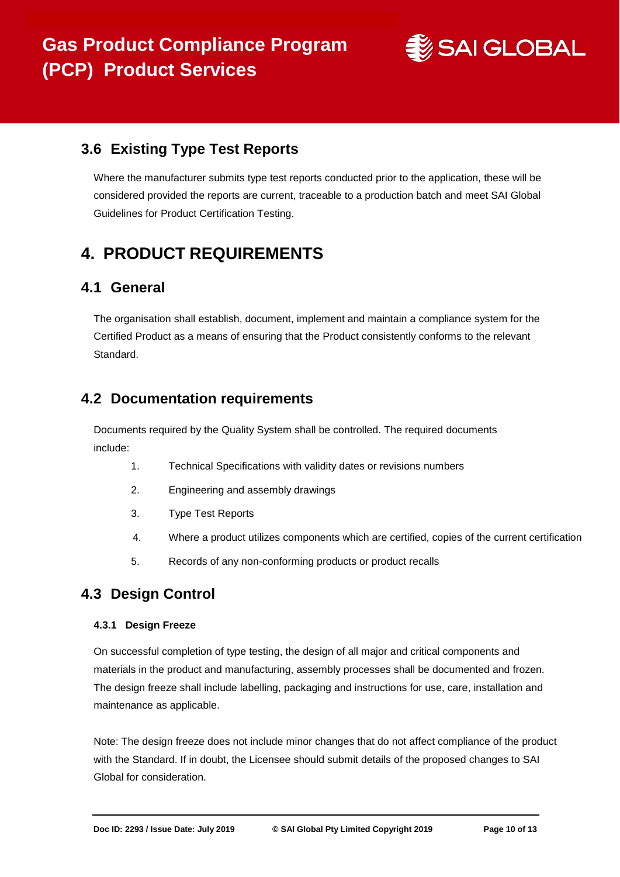## 3.6 Existing Type Test Reports

Where the manufacturer submits type test reports conducted prior to the application, these will be considered provided the reports are current, traceable to a production batch and meet SAI Global Guidelines for Product Certification Testing.

# 4. PRODUCT REQUIREMENTS

## 4.1 General

The organisation shall establish, document, implement and maintain a compliance system for the Certified Product as a means of ensuring that the Product consistently conforms to the relevant Standard.

## 4.2 Documentation requirements

Documents required by the Quality System shall be controlled. The required documents include:

1. Technical Specifications with validity dates or revisions numbers
2. Engineering and assembly drawings
3. Type Test Reports
4. Where a product utilizes components which are certified, copies of the current certification
5. Records of any non-conforming products or product recalls

## 4.3 Design Control

#### 4.3.1 Design Freeze

On successful completion of type testing, the design of all major and critical components and materials in the product and manufacturing, assembly processes shall be documented and frozen. The design freeze shall include labelling, packaging and instructions for use, care, installation and maintenance as applicable.

Note: The design freeze does not include minor changes that do not affect compliance of the product with the Standard. If in doubt, the Licensee should submit details of the proposed changes to SAI Global for consideration.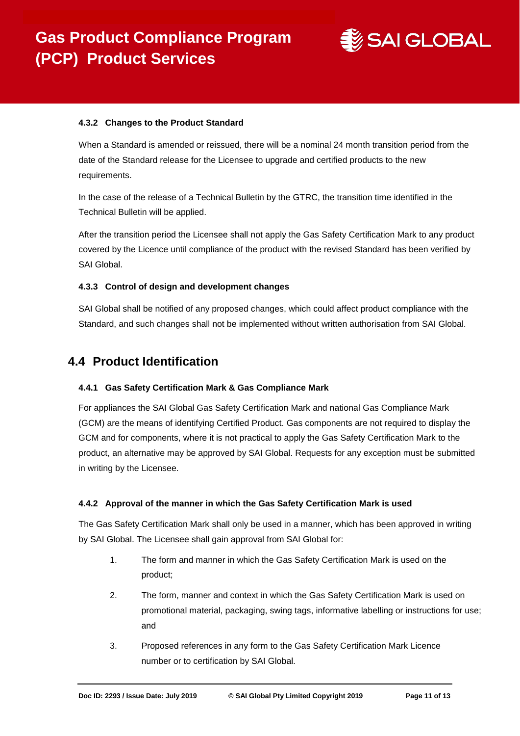#### 4.3.2 Changes to the Product Standard

When a Standard is amended or reissued, there will be a nominal 24 month transition period from the date of the Standard release for the Licensee to upgrade and certified products to the new requirements.

In the case of the release of a Technical Bulletin by the GTRC, the transition time identified in the Technical Bulletin will be applied.

After the transition period the Licensee shall not apply the Gas Safety Certification Mark to any product covered by the Licence until compliance of the product with the revised Standard has been verified by SAI Global.

#### 4.3.3 Control of design and development changes

SAI Global shall be notified of any proposed changes, which could affect product compliance with the Standard, and such changes shall not be implemented without written authorisation from SAI Global.

## 4.4 Product Identification

#### 4.4.1 Gas Safety Certification Mark & Gas Compliance Mark

For appliances the SAI Global Gas Safety Certification Mark and national Gas Compliance Mark (GCM) are the means of identifying Certified Product. Gas components are not required to display the GCM and for components, where it is not practical to apply the Gas Safety Certification Mark to the product, an alternative may be approved by SAI Global. Requests for any exception must be submitted in writing by the Licensee.

#### 4.4.2 Approval of the manner in which the Gas Safety Certification Mark is used

The Gas Safety Certification Mark shall only be used in a manner, which has been approved in writing by SAI Global. The Licensee shall gain approval from SAI Global for:

1. The form and manner in which the Gas Safety Certification Mark is used on the product;
2. The form, manner and context in which the Gas Safety Certification Mark is used on promotional material, packaging, swing tags, informative labelling or instructions for use; and
3. Proposed references in any form to the Gas Safety Certification Mark Licence number or to certification by SAI Global.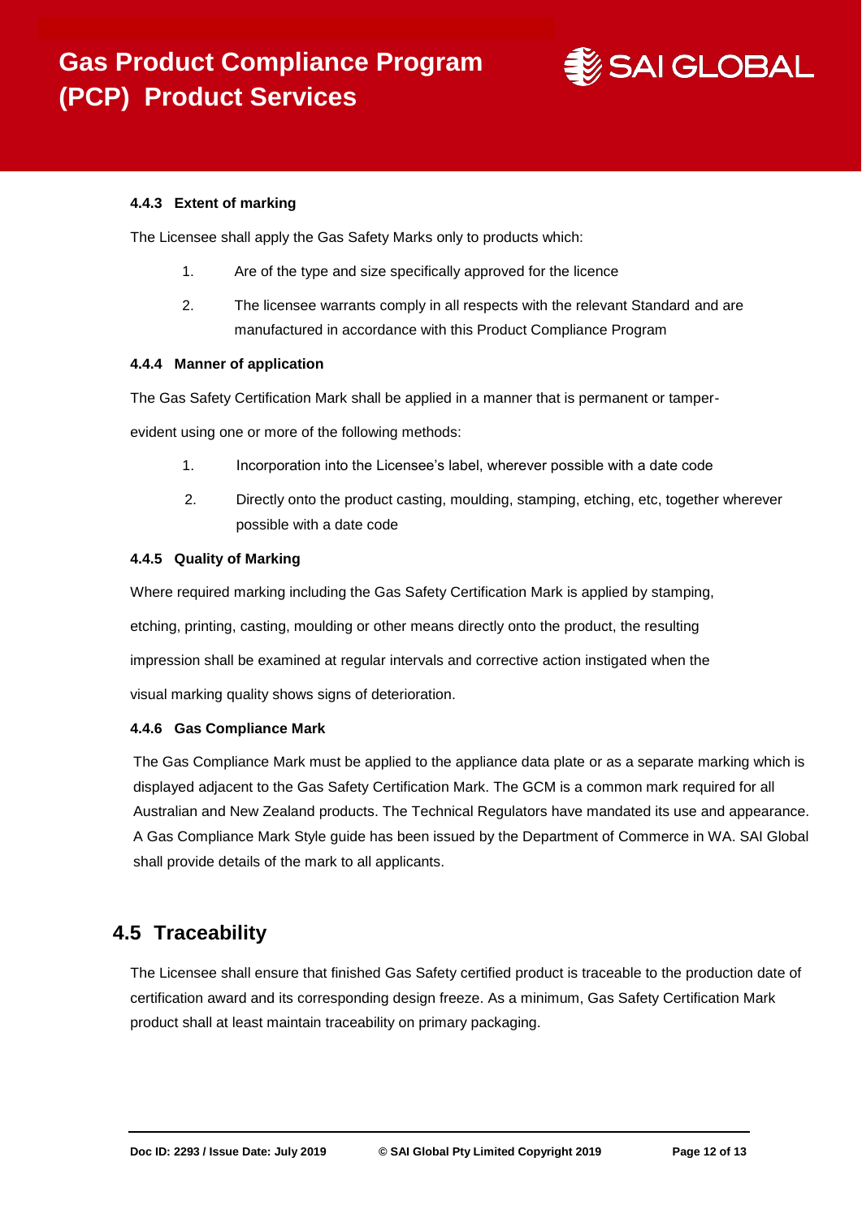#### 4.4.3 Extent of marking

The Licensee shall apply the Gas Safety Marks only to products which:

1. Are of the type and size specifically approved for the licence
2. The licensee warrants comply in all respects with the relevant Standard and are manufactured in accordance with this Product Compliance Program

#### 4.4.4 Manner of application

The Gas Safety Certification Mark shall be applied in a manner that is permanent or tamper-evident using one or more of the following methods:

1. Incorporation into the Licensee's label, wherever possible with a date code
2. Directly onto the product casting, moulding, stamping, etching, etc, together wherever possible with a date code

#### 4.4.5 Quality of Marking

Where required marking including the Gas Safety Certification Mark is applied by stamping, etching, printing, casting, moulding or other means directly onto the product, the resulting impression shall be examined at regular intervals and corrective action instigated when the visual marking quality shows signs of deterioration.

#### 4.4.6 Gas Compliance Mark

The Gas Compliance Mark must be applied to the appliance data plate or as a separate marking which is displayed adjacent to the Gas Safety Certification Mark. The GCM is a common mark required for all Australian and New Zealand products. The Technical Regulators have mandated its use and appearance. A Gas Compliance Mark Style guide has been issued by the Department of Commerce in WA. SAI Global shall provide details of the mark to all applicants.

## 4.5 Traceability

The Licensee shall ensure that finished Gas Safety certified product is traceable to the production date of certification award and its corresponding design freeze. As a minimum, Gas Safety Certification Mark product shall at least maintain traceability on primary packaging.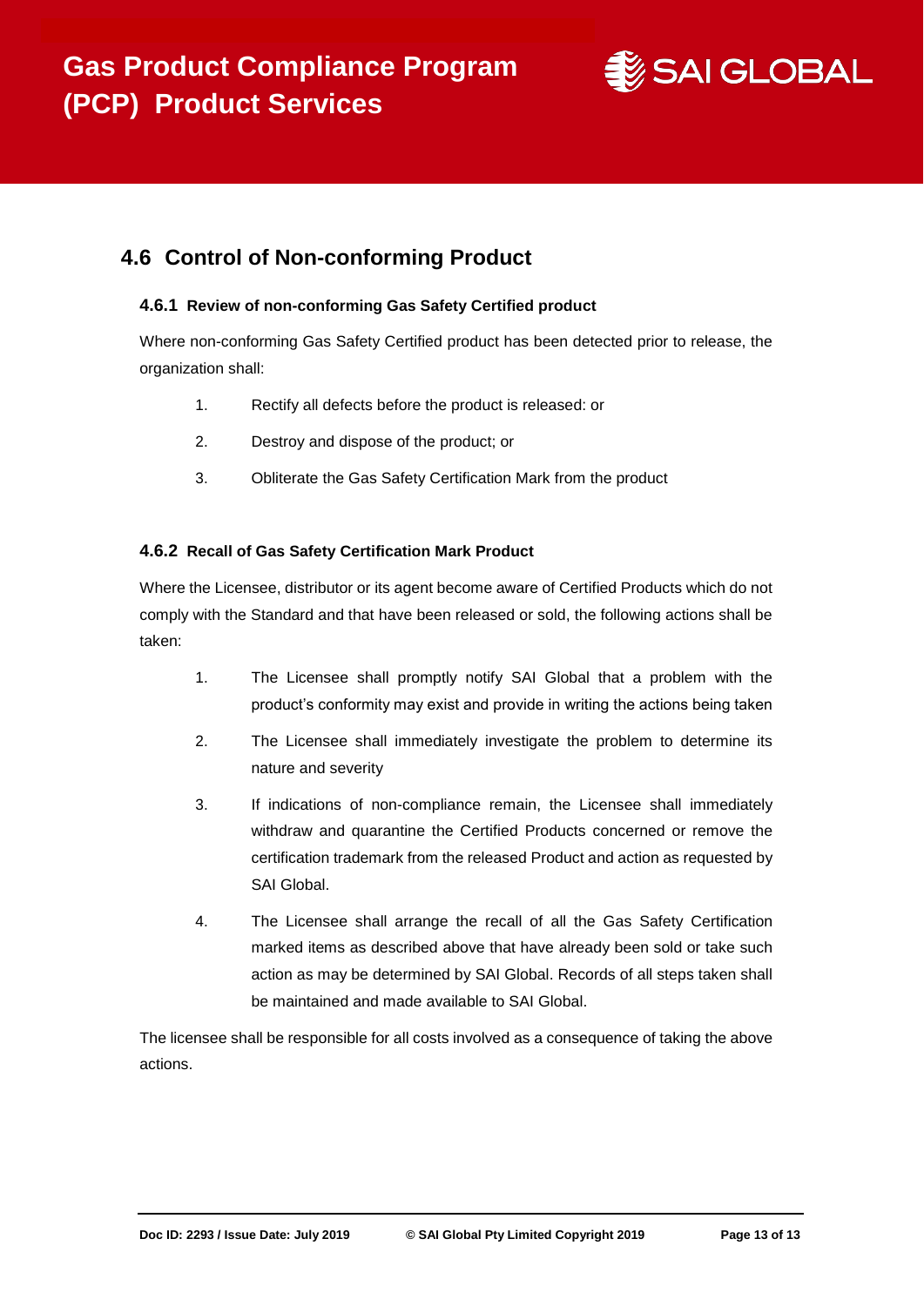## 4.6 Control of Non-conforming Product

### 4.6.1 Review of non-conforming Gas Safety Certified product

Where non-conforming Gas Safety Certified product has been detected prior to release, the organization shall:

1. Rectify all defects before the product is released: or
2. Destroy and dispose of the product; or
3. Obliterate the Gas Safety Certification Mark from the product

### 4.6.2 Recall of Gas Safety Certification Mark Product

Where the Licensee, distributor or its agent become aware of Certified Products which do not comply with the Standard and that have been released or sold, the following actions shall be taken:

1. The Licensee shall promptly notify SAI Global that a problem with the product's conformity may exist and provide in writing the actions being taken
2. The Licensee shall immediately investigate the problem to determine its nature and severity
3. If indications of non-compliance remain, the Licensee shall immediately withdraw and quarantine the Certified Products concerned or remove the certification trademark from the released Product and action as requested by SAI Global.
4. The Licensee shall arrange the recall of all the Gas Safety Certification marked items as described above that have already been sold or take such action as may be determined by SAI Global. Records of all steps taken shall be maintained and made available to SAI Global.

The licensee shall be responsible for all costs involved as a consequence of taking the above actions.